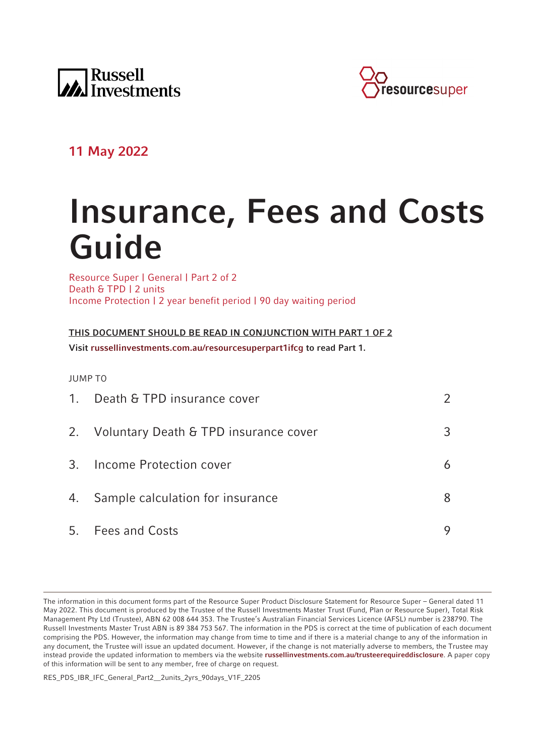Russell Investments

resourcesuper

11 May 2022

# Insurance, Fees and Costs Guide

Resource Super | General | Part 2 of 2
Death & TPD | 2 units
Income Protection | 2 year benefit period | 90 day waiting period

**THIS DOCUMENT SHOULD BE READ IN CONJUNCTION WITH PART 1 OF 2**

**Visit russellinvestments.com.au/resourcesuperpart1ifcg to read Part 1.**

JUMP TO

| | | |
|---|---|---|
| 1. | Death & TPD insurance cover | 2 |
| 2. | Voluntary Death & TPD insurance cover | 3 |
| 3. | Income Protection cover | 6 |
| 4. | Sample calculation for insurance | 8 |
| 5. | Fees and Costs | 9 |

The information in this document forms part of the Resource Super Product Disclosure Statement for Resource Super – General dated 11 May 2022. This document is produced by the Trustee of the Russell Investments Master Trust (Fund, Plan or Resource Super), Total Risk Management Pty Ltd (Trustee), ABN 62 008 644 353. The Trustee's Australian Financial Services Licence (AFSL) number is 238790. The Russell Investments Master Trust ABN is 89 384 753 567. The information in the PDS is correct at the time of publication of each document comprising the PDS. However, the information may change from time to time and if there is a material change to any of the information in any document, the Trustee will issue an updated document. However, if the change is not materially adverse to members, the Trustee may instead provide the updated information to members via the website **russellinvestments.com.au/trusteerequireddisclosure**. A paper copy of this information will be sent to any member, free of charge on request.

RES_PDS_IBR_IFC_General_Part2__2units_2yrs_90days_V1F_2205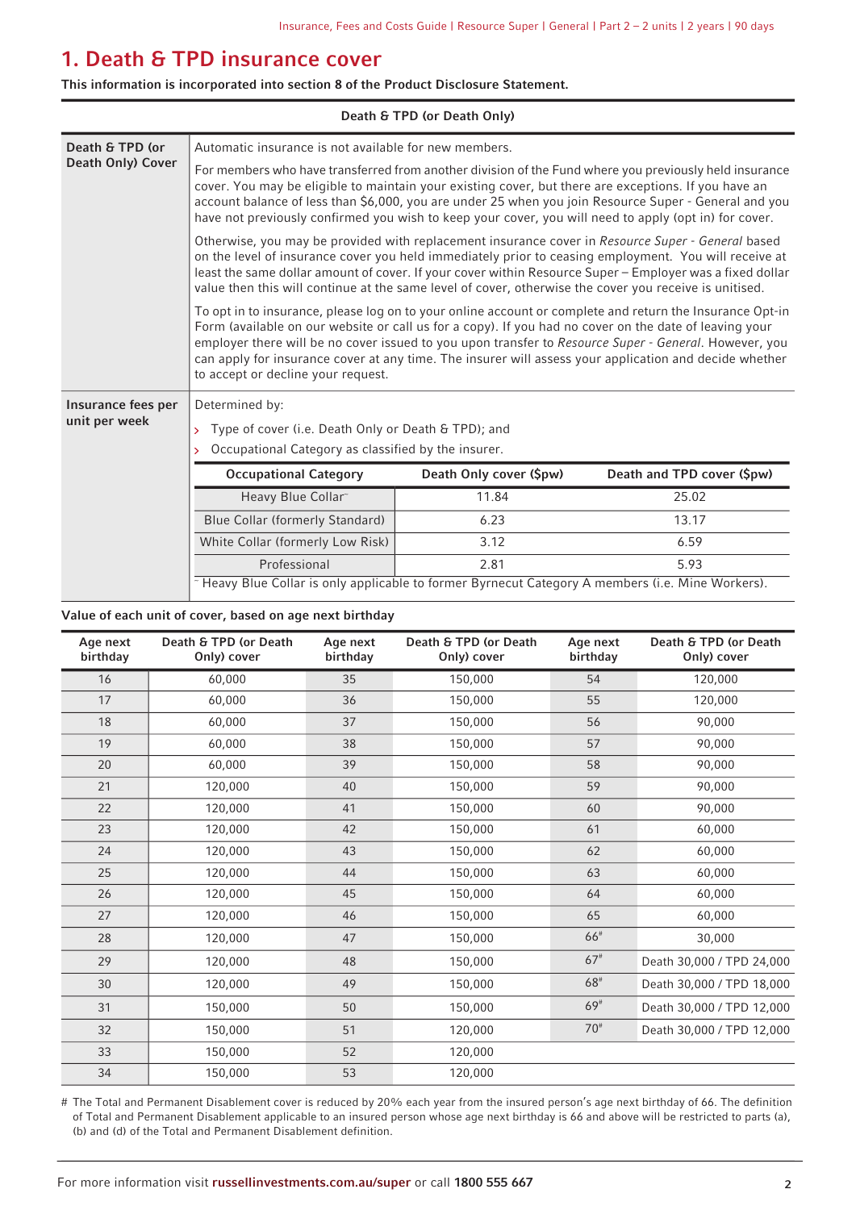# 1. Death & TPD insurance cover

**This information is incorporated into section 8 of the Product Disclosure Statement.**

| Death & TPD (or Death Only) | |
|---|---|
| **Death & TPD (or Death Only) Cover** | Automatic insurance is not available for new members.<br><br>For members who have transferred from another division of the Fund where you previously held insurance cover. You may be eligible to maintain your existing cover, but there are exceptions. If you have an account balance of less than $6,000, you are under 25 when you join Resource Super - General and you have not previously confirmed you wish to keep your cover, you will need to apply (opt in) for cover.<br><br>Otherwise, you may be provided with replacement insurance cover in *Resource Super - General* based on the level of insurance cover you held immediately prior to ceasing employment. You will receive at least the same dollar amount of cover. If your cover within Resource Super – Employer was a fixed dollar value then this will continue at the same level of cover, otherwise the cover you receive is unitised.<br><br>To opt in to insurance, please log on to your online account or complete and return the Insurance Opt-in Form (available on our website or call us for a copy). If you had no cover on the date of leaving your employer there will be no cover issued to you upon transfer to *Resource Super - General*. However, you can apply for insurance cover at any time. The insurer will assess your application and decide whether to accept or decline your request. |
| **Insurance fees per unit per week** | Determined by:<br>› Type of cover (i.e. Death Only or Death & TPD); and<br>› Occupational Category as classified by the insurer. |

| Occupational Category | Death Only cover ($pw) | Death and TPD cover ($pw) |
|---|---|---|
| Heavy Blue Collar~ | 11.84 | 25.02 |
| Blue Collar (formerly Standard) | 6.23 | 13.17 |
| White Collar (formerly Low Risk) | 3.12 | 6.59 |
| Professional | 2.81 | 5.93 |

~ Heavy Blue Collar is only applicable to former Byrnecut Category A members (i.e. Mine Workers).

**Value of each unit of cover, based on age next birthday**

| Age next birthday | Death & TPD (or Death Only) cover | Age next birthday | Death & TPD (or Death Only) cover | Age next birthday | Death & TPD (or Death Only) cover |
|---|---|---|---|---|---|
| 16 | 60,000 | 35 | 150,000 | 54 | 120,000 |
| 17 | 60,000 | 36 | 150,000 | 55 | 120,000 |
| 18 | 60,000 | 37 | 150,000 | 56 | 90,000 |
| 19 | 60,000 | 38 | 150,000 | 57 | 90,000 |
| 20 | 60,000 | 39 | 150,000 | 58 | 90,000 |
| 21 | 120,000 | 40 | 150,000 | 59 | 90,000 |
| 22 | 120,000 | 41 | 150,000 | 60 | 90,000 |
| 23 | 120,000 | 42 | 150,000 | 61 | 60,000 |
| 24 | 120,000 | 43 | 150,000 | 62 | 60,000 |
| 25 | 120,000 | 44 | 150,000 | 63 | 60,000 |
| 26 | 120,000 | 45 | 150,000 | 64 | 60,000 |
| 27 | 120,000 | 46 | 150,000 | 65 | 60,000 |
| 28 | 120,000 | 47 | 150,000 | 66# | 30,000 |
| 29 | 120,000 | 48 | 150,000 | 67# | Death 30,000 / TPD 24,000 |
| 30 | 120,000 | 49 | 150,000 | 68# | Death 30,000 / TPD 18,000 |
| 31 | 150,000 | 50 | 150,000 | 69# | Death 30,000 / TPD 12,000 |
| 32 | 150,000 | 51 | 120,000 | 70# | Death 30,000 / TPD 12,000 |
| 33 | 150,000 | 52 | 120,000 | | |
| 34 | 150,000 | 53 | 120,000 | | |

# The Total and Permanent Disablement cover is reduced by 20% each year from the insured person's age next birthday of 66. The definition of Total and Permanent Disablement applicable to an insured person whose age next birthday is 66 and above will be restricted to parts (a), (b) and (d) of the Total and Permanent Disablement definition.

For more information visit **russellinvestments.com.au/super** or call **1800 555 667**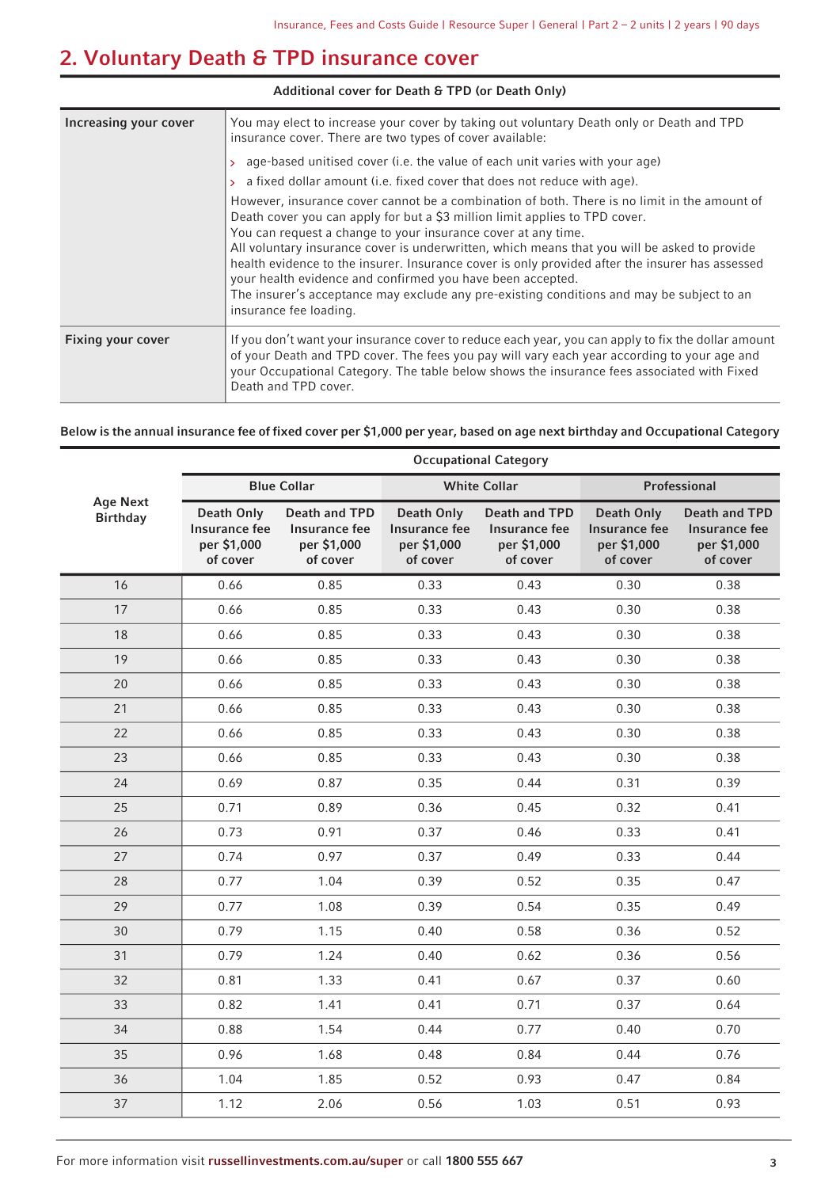## 2. Voluntary Death & TPD insurance cover

| Additional cover for Death & TPD (or Death Only) | |
|---|---|
| **Increasing your cover** | You may elect to increase your cover by taking out voluntary Death only or Death and TPD insurance cover. There are two types of cover available:<br>› age-based unitised cover (i.e. the value of each unit varies with your age)<br>› a fixed dollar amount (i.e. fixed cover that does not reduce with age).<br>However, insurance cover cannot be a combination of both. There is no limit in the amount of Death cover you can apply for but a $3 million limit applies to TPD cover.<br>You can request a change to your insurance cover at any time.<br>All voluntary insurance cover is underwritten, which means that you will be asked to provide health evidence to the insurer. Insurance cover is only provided after the insurer has assessed your health evidence and confirmed you have been accepted.<br>The insurer's acceptance may exclude any pre-existing conditions and may be subject to an insurance fee loading. |
| **Fixing your cover** | If you don't want your insurance cover to reduce each year, you can apply to fix the dollar amount of your Death and TPD cover. The fees you pay will vary each year according to your age and your Occupational Category. The table below shows the insurance fees associated with Fixed Death and TPD cover. |

**Below is the annual insurance fee of fixed cover per $1,000 per year, based on age next birthday and Occupational Category**

| Age Next Birthday | Occupational Category | | | | | |
|---|---|---|---|---|---|---|
| | Blue Collar | | White Collar | | Professional | |
| | Death Only Insurance fee per $1,000 of cover | Death and TPD Insurance fee per $1,000 of cover | Death Only Insurance fee per $1,000 of cover | Death and TPD Insurance fee per $1,000 of cover | Death Only Insurance fee per $1,000 of cover | Death and TPD Insurance fee per $1,000 of cover |
| 16 | 0.66 | 0.85 | 0.33 | 0.43 | 0.30 | 0.38 |
| 17 | 0.66 | 0.85 | 0.33 | 0.43 | 0.30 | 0.38 |
| 18 | 0.66 | 0.85 | 0.33 | 0.43 | 0.30 | 0.38 |
| 19 | 0.66 | 0.85 | 0.33 | 0.43 | 0.30 | 0.38 |
| 20 | 0.66 | 0.85 | 0.33 | 0.43 | 0.30 | 0.38 |
| 21 | 0.66 | 0.85 | 0.33 | 0.43 | 0.30 | 0.38 |
| 22 | 0.66 | 0.85 | 0.33 | 0.43 | 0.30 | 0.38 |
| 23 | 0.66 | 0.85 | 0.33 | 0.43 | 0.30 | 0.38 |
| 24 | 0.69 | 0.87 | 0.35 | 0.44 | 0.31 | 0.39 |
| 25 | 0.71 | 0.89 | 0.36 | 0.45 | 0.32 | 0.41 |
| 26 | 0.73 | 0.91 | 0.37 | 0.46 | 0.33 | 0.41 |
| 27 | 0.74 | 0.97 | 0.37 | 0.49 | 0.33 | 0.44 |
| 28 | 0.77 | 1.04 | 0.39 | 0.52 | 0.35 | 0.47 |
| 29 | 0.77 | 1.08 | 0.39 | 0.54 | 0.35 | 0.49 |
| 30 | 0.79 | 1.15 | 0.40 | 0.58 | 0.36 | 0.52 |
| 31 | 0.79 | 1.24 | 0.40 | 0.62 | 0.36 | 0.56 |
| 32 | 0.81 | 1.33 | 0.41 | 0.67 | 0.37 | 0.60 |
| 33 | 0.82 | 1.41 | 0.41 | 0.71 | 0.37 | 0.64 |
| 34 | 0.88 | 1.54 | 0.44 | 0.77 | 0.40 | 0.70 |
| 35 | 0.96 | 1.68 | 0.48 | 0.84 | 0.44 | 0.76 |
| 36 | 1.04 | 1.85 | 0.52 | 0.93 | 0.47 | 0.84 |
| 37 | 1.12 | 2.06 | 0.56 | 1.03 | 0.51 | 0.93 |

For more information visit **russellinvestments.com.au/super** or call **1800 555 667**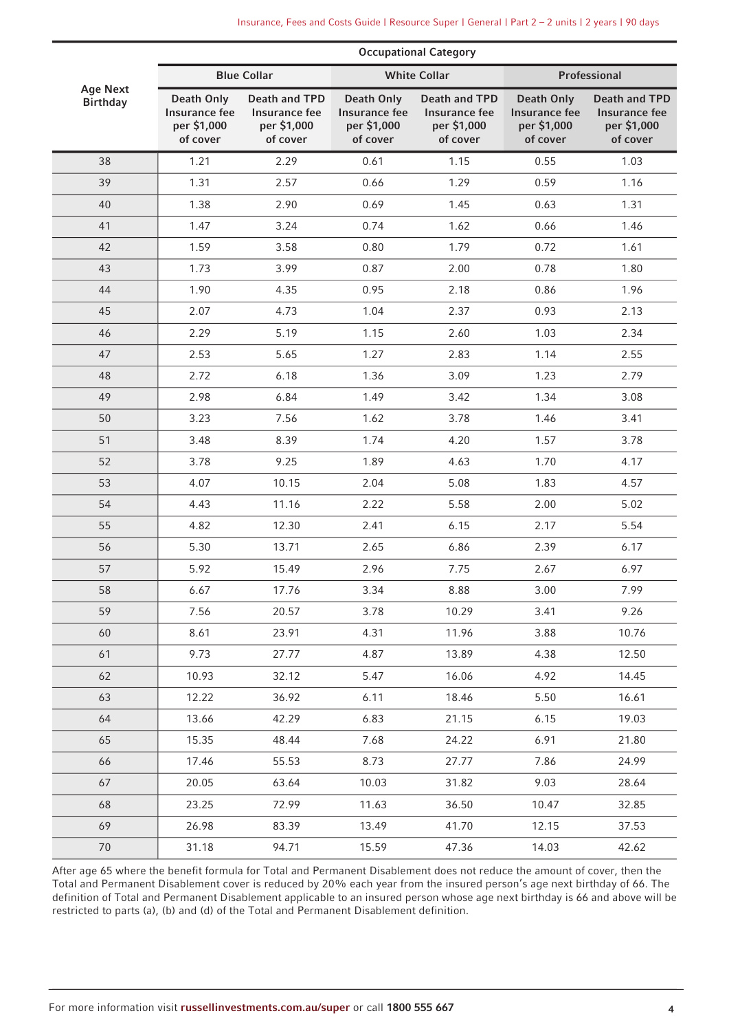| Age Next Birthday | Occupational Category | | | | | |
|---|---|---|---|---|---|---|
| | Blue Collar | | White Collar | | Professional | |
| | Death Only Insurance fee per $1,000 of cover | Death and TPD Insurance fee per $1,000 of cover | Death Only Insurance fee per $1,000 of cover | Death and TPD Insurance fee per $1,000 of cover | Death Only Insurance fee per $1,000 of cover | Death and TPD Insurance fee per $1,000 of cover |
| 38 | 1.21 | 2.29 | 0.61 | 1.15 | 0.55 | 1.03 |
| 39 | 1.31 | 2.57 | 0.66 | 1.29 | 0.59 | 1.16 |
| 40 | 1.38 | 2.90 | 0.69 | 1.45 | 0.63 | 1.31 |
| 41 | 1.47 | 3.24 | 0.74 | 1.62 | 0.66 | 1.46 |
| 42 | 1.59 | 3.58 | 0.80 | 1.79 | 0.72 | 1.61 |
| 43 | 1.73 | 3.99 | 0.87 | 2.00 | 0.78 | 1.80 |
| 44 | 1.90 | 4.35 | 0.95 | 2.18 | 0.86 | 1.96 |
| 45 | 2.07 | 4.73 | 1.04 | 2.37 | 0.93 | 2.13 |
| 46 | 2.29 | 5.19 | 1.15 | 2.60 | 1.03 | 2.34 |
| 47 | 2.53 | 5.65 | 1.27 | 2.83 | 1.14 | 2.55 |
| 48 | 2.72 | 6.18 | 1.36 | 3.09 | 1.23 | 2.79 |
| 49 | 2.98 | 6.84 | 1.49 | 3.42 | 1.34 | 3.08 |
| 50 | 3.23 | 7.56 | 1.62 | 3.78 | 1.46 | 3.41 |
| 51 | 3.48 | 8.39 | 1.74 | 4.20 | 1.57 | 3.78 |
| 52 | 3.78 | 9.25 | 1.89 | 4.63 | 1.70 | 4.17 |
| 53 | 4.07 | 10.15 | 2.04 | 5.08 | 1.83 | 4.57 |
| 54 | 4.43 | 11.16 | 2.22 | 5.58 | 2.00 | 5.02 |
| 55 | 4.82 | 12.30 | 2.41 | 6.15 | 2.17 | 5.54 |
| 56 | 5.30 | 13.71 | 2.65 | 6.86 | 2.39 | 6.17 |
| 57 | 5.92 | 15.49 | 2.96 | 7.75 | 2.67 | 6.97 |
| 58 | 6.67 | 17.76 | 3.34 | 8.88 | 3.00 | 7.99 |
| 59 | 7.56 | 20.57 | 3.78 | 10.29 | 3.41 | 9.26 |
| 60 | 8.61 | 23.91 | 4.31 | 11.96 | 3.88 | 10.76 |
| 61 | 9.73 | 27.77 | 4.87 | 13.89 | 4.38 | 12.50 |
| 62 | 10.93 | 32.12 | 5.47 | 16.06 | 4.92 | 14.45 |
| 63 | 12.22 | 36.92 | 6.11 | 18.46 | 5.50 | 16.61 |
| 64 | 13.66 | 42.29 | 6.83 | 21.15 | 6.15 | 19.03 |
| 65 | 15.35 | 48.44 | 7.68 | 24.22 | 6.91 | 21.80 |
| 66 | 17.46 | 55.53 | 8.73 | 27.77 | 7.86 | 24.99 |
| 67 | 20.05 | 63.64 | 10.03 | 31.82 | 9.03 | 28.64 |
| 68 | 23.25 | 72.99 | 11.63 | 36.50 | 10.47 | 32.85 |
| 69 | 26.98 | 83.39 | 13.49 | 41.70 | 12.15 | 37.53 |
| 70 | 31.18 | 94.71 | 15.59 | 47.36 | 14.03 | 42.62 |

After age 65 where the benefit formula for Total and Permanent Disablement does not reduce the amount of cover, then the Total and Permanent Disablement cover is reduced by 20% each year from the insured person's age next birthday of 66. The definition of Total and Permanent Disablement applicable to an insured person whose age next birthday is 66 and above will be restricted to parts (a), (b) and (d) of the Total and Permanent Disablement definition.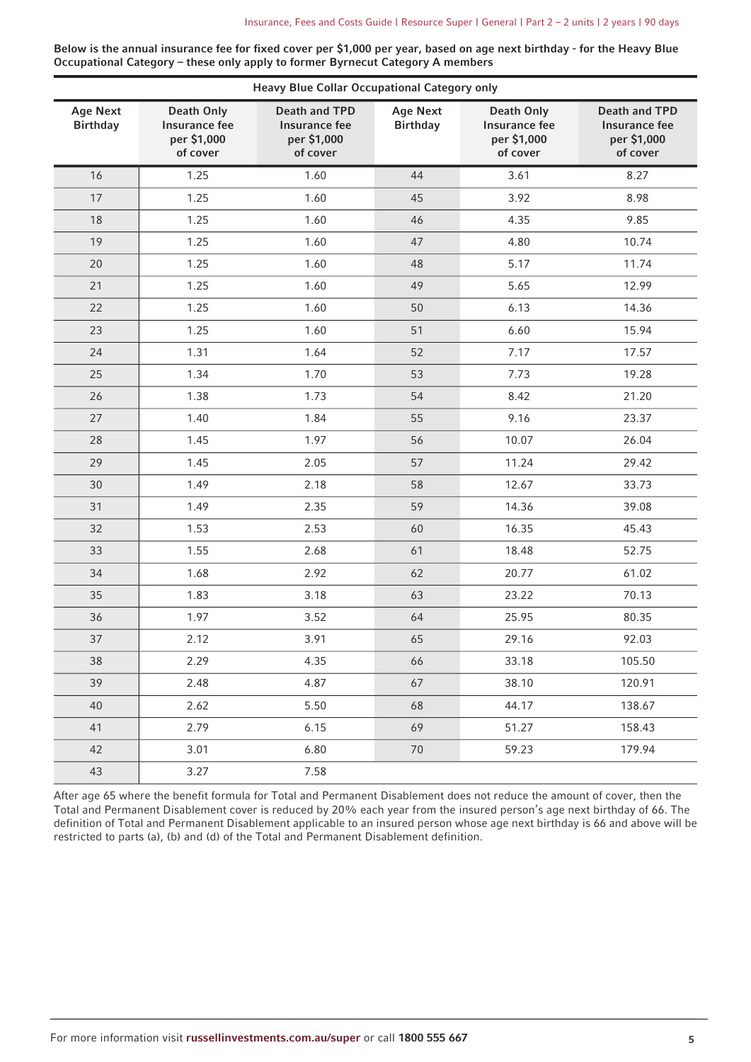**Below is the annual insurance fee for fixed cover per $1,000 per year, based on age next birthday - for the Heavy Blue Occupational Category – these only apply to former Byrnecut Category A members**

| Heavy Blue Collar Occupational Category only | | | | | |
|---|---|---|---|---|---|
| **Age Next Birthday** | **Death Only Insurance fee per $1,000 of cover** | **Death and TPD Insurance fee per $1,000 of cover** | **Age Next Birthday** | **Death Only Insurance fee per $1,000 of cover** | **Death and TPD Insurance fee per $1,000 of cover** |
| 16 | 1.25 | 1.60 | 44 | 3.61 | 8.27 |
| 17 | 1.25 | 1.60 | 45 | 3.92 | 8.98 |
| 18 | 1.25 | 1.60 | 46 | 4.35 | 9.85 |
| 19 | 1.25 | 1.60 | 47 | 4.80 | 10.74 |
| 20 | 1.25 | 1.60 | 48 | 5.17 | 11.74 |
| 21 | 1.25 | 1.60 | 49 | 5.65 | 12.99 |
| 22 | 1.25 | 1.60 | 50 | 6.13 | 14.36 |
| 23 | 1.25 | 1.60 | 51 | 6.60 | 15.94 |
| 24 | 1.31 | 1.64 | 52 | 7.17 | 17.57 |
| 25 | 1.34 | 1.70 | 53 | 7.73 | 19.28 |
| 26 | 1.38 | 1.73 | 54 | 8.42 | 21.20 |
| 27 | 1.40 | 1.84 | 55 | 9.16 | 23.37 |
| 28 | 1.45 | 1.97 | 56 | 10.07 | 26.04 |
| 29 | 1.45 | 2.05 | 57 | 11.24 | 29.42 |
| 30 | 1.49 | 2.18 | 58 | 12.67 | 33.73 |
| 31 | 1.49 | 2.35 | 59 | 14.36 | 39.08 |
| 32 | 1.53 | 2.53 | 60 | 16.35 | 45.43 |
| 33 | 1.55 | 2.68 | 61 | 18.48 | 52.75 |
| 34 | 1.68 | 2.92 | 62 | 20.77 | 61.02 |
| 35 | 1.83 | 3.18 | 63 | 23.22 | 70.13 |
| 36 | 1.97 | 3.52 | 64 | 25.95 | 80.35 |
| 37 | 2.12 | 3.91 | 65 | 29.16 | 92.03 |
| 38 | 2.29 | 4.35 | 66 | 33.18 | 105.50 |
| 39 | 2.48 | 4.87 | 67 | 38.10 | 120.91 |
| 40 | 2.62 | 5.50 | 68 | 44.17 | 138.67 |
| 41 | 2.79 | 6.15 | 69 | 51.27 | 158.43 |
| 42 | 3.01 | 6.80 | 70 | 59.23 | 179.94 |
| 43 | 3.27 | 7.58 | | | |

After age 65 where the benefit formula for Total and Permanent Disablement does not reduce the amount of cover, then the Total and Permanent Disablement cover is reduced by 20% each year from the insured person's age next birthday of 66. The definition of Total and Permanent Disablement applicable to an insured person whose age next birthday is 66 and above will be restricted to parts (a), (b) and (d) of the Total and Permanent Disablement definition.

For more information visit **russellinvestments.com.au/super** or call **1800 555 667**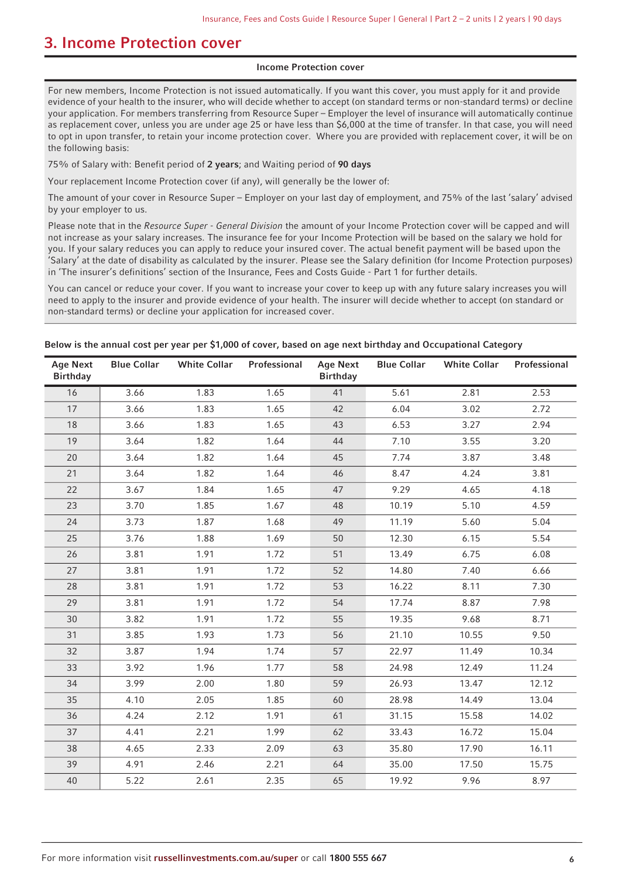# 3. Income Protection cover

**Income Protection cover**

For new members, Income Protection is not issued automatically. If you want this cover, you must apply for it and provide evidence of your health to the insurer, who will decide whether to accept (on standard terms or non-standard terms) or decline your application. For members transferring from Resource Super – Employer the level of insurance will automatically continue as replacement cover, unless you are under age 25 or have less than $6,000 at the time of transfer. In that case, you will need to opt in upon transfer, to retain your income protection cover. Where you are provided with replacement cover, it will be on the following basis:

75% of Salary with: Benefit period of **2 years**; and Waiting period of **90 days**

Your replacement Income Protection cover (if any), will generally be the lower of:

The amount of your cover in Resource Super – Employer on your last day of employment, and 75% of the last 'salary' advised by your employer to us.

Please note that in the *Resource Super - General Division* the amount of your Income Protection cover will be capped and will not increase as your salary increases. The insurance fee for your Income Protection will be based on the salary we hold for you. If your salary reduces you can apply to reduce your insured cover. The actual benefit payment will be based upon the 'Salary' at the date of disability as calculated by the insurer. Please see the Salary definition (for Income Protection purposes) in 'The insurer's definitions' section of the Insurance, Fees and Costs Guide - Part 1 for further details.

You can cancel or reduce your cover. If you want to increase your cover to keep up with any future salary increases you will need to apply to the insurer and provide evidence of your health. The insurer will decide whether to accept (on standard or non-standard terms) or decline your application for increased cover.

**Below is the annual cost per year per $1,000 of cover, based on age next birthday and Occupational Category**

| Age Next Birthday | Blue Collar | White Collar | Professional | Age Next Birthday | Blue Collar | White Collar | Professional |
|---|---|---|---|---|---|---|---|
| 16 | 3.66 | 1.83 | 1.65 | 41 | 5.61 | 2.81 | 2.53 |
| 17 | 3.66 | 1.83 | 1.65 | 42 | 6.04 | 3.02 | 2.72 |
| 18 | 3.66 | 1.83 | 1.65 | 43 | 6.53 | 3.27 | 2.94 |
| 19 | 3.64 | 1.82 | 1.64 | 44 | 7.10 | 3.55 | 3.20 |
| 20 | 3.64 | 1.82 | 1.64 | 45 | 7.74 | 3.87 | 3.48 |
| 21 | 3.64 | 1.82 | 1.64 | 46 | 8.47 | 4.24 | 3.81 |
| 22 | 3.67 | 1.84 | 1.65 | 47 | 9.29 | 4.65 | 4.18 |
| 23 | 3.70 | 1.85 | 1.67 | 48 | 10.19 | 5.10 | 4.59 |
| 24 | 3.73 | 1.87 | 1.68 | 49 | 11.19 | 5.60 | 5.04 |
| 25 | 3.76 | 1.88 | 1.69 | 50 | 12.30 | 6.15 | 5.54 |
| 26 | 3.81 | 1.91 | 1.72 | 51 | 13.49 | 6.75 | 6.08 |
| 27 | 3.81 | 1.91 | 1.72 | 52 | 14.80 | 7.40 | 6.66 |
| 28 | 3.81 | 1.91 | 1.72 | 53 | 16.22 | 8.11 | 7.30 |
| 29 | 3.81 | 1.91 | 1.72 | 54 | 17.74 | 8.87 | 7.98 |
| 30 | 3.82 | 1.91 | 1.72 | 55 | 19.35 | 9.68 | 8.71 |
| 31 | 3.85 | 1.93 | 1.73 | 56 | 21.10 | 10.55 | 9.50 |
| 32 | 3.87 | 1.94 | 1.74 | 57 | 22.97 | 11.49 | 10.34 |
| 33 | 3.92 | 1.96 | 1.77 | 58 | 24.98 | 12.49 | 11.24 |
| 34 | 3.99 | 2.00 | 1.80 | 59 | 26.93 | 13.47 | 12.12 |
| 35 | 4.10 | 2.05 | 1.85 | 60 | 28.98 | 14.49 | 13.04 |
| 36 | 4.24 | 2.12 | 1.91 | 61 | 31.15 | 15.58 | 14.02 |
| 37 | 4.41 | 2.21 | 1.99 | 62 | 33.43 | 16.72 | 15.04 |
| 38 | 4.65 | 2.33 | 2.09 | 63 | 35.80 | 17.90 | 16.11 |
| 39 | 4.91 | 2.46 | 2.21 | 64 | 35.00 | 17.50 | 15.75 |
| 40 | 5.22 | 2.61 | 2.35 | 65 | 19.92 | 9.96 | 8.97 |

For more information visit **russellinvestments.com.au/super** or call **1800 555 667**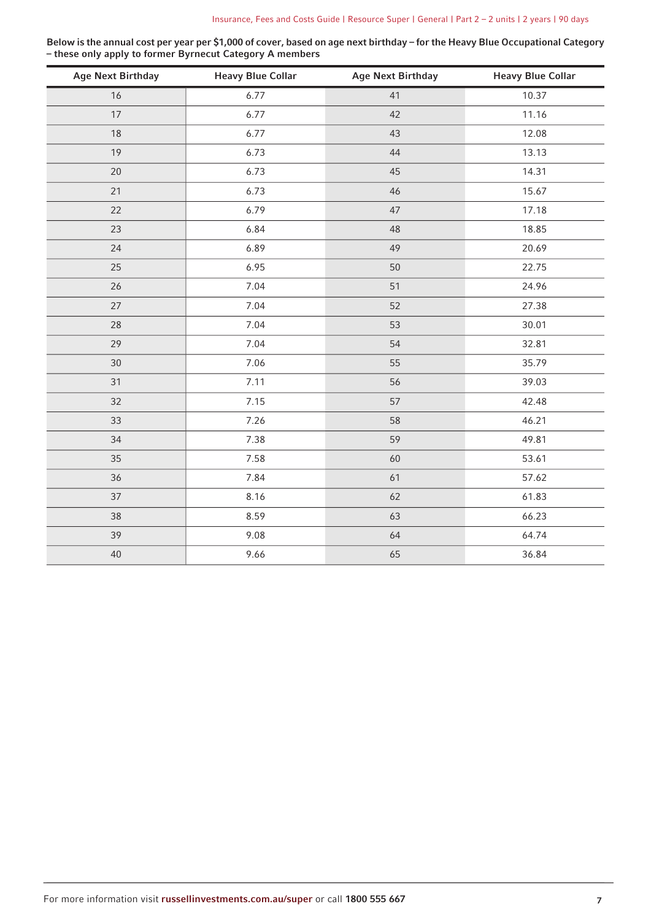**Below is the annual cost per year per $1,000 of cover, based on age next birthday – for the Heavy Blue Occupational Category – these only apply to former Byrnecut Category A members**

| Age Next Birthday | Heavy Blue Collar | Age Next Birthday | Heavy Blue Collar |
|---|---|---|---|
| 16 | 6.77 | 41 | 10.37 |
| 17 | 6.77 | 42 | 11.16 |
| 18 | 6.77 | 43 | 12.08 |
| 19 | 6.73 | 44 | 13.13 |
| 20 | 6.73 | 45 | 14.31 |
| 21 | 6.73 | 46 | 15.67 |
| 22 | 6.79 | 47 | 17.18 |
| 23 | 6.84 | 48 | 18.85 |
| 24 | 6.89 | 49 | 20.69 |
| 25 | 6.95 | 50 | 22.75 |
| 26 | 7.04 | 51 | 24.96 |
| 27 | 7.04 | 52 | 27.38 |
| 28 | 7.04 | 53 | 30.01 |
| 29 | 7.04 | 54 | 32.81 |
| 30 | 7.06 | 55 | 35.79 |
| 31 | 7.11 | 56 | 39.03 |
| 32 | 7.15 | 57 | 42.48 |
| 33 | 7.26 | 58 | 46.21 |
| 34 | 7.38 | 59 | 49.81 |
| 35 | 7.58 | 60 | 53.61 |
| 36 | 7.84 | 61 | 57.62 |
| 37 | 8.16 | 62 | 61.83 |
| 38 | 8.59 | 63 | 66.23 |
| 39 | 9.08 | 64 | 64.74 |
| 40 | 9.66 | 65 | 36.84 |

For more information visit **russellinvestments.com.au/super** or call **1800 555 667**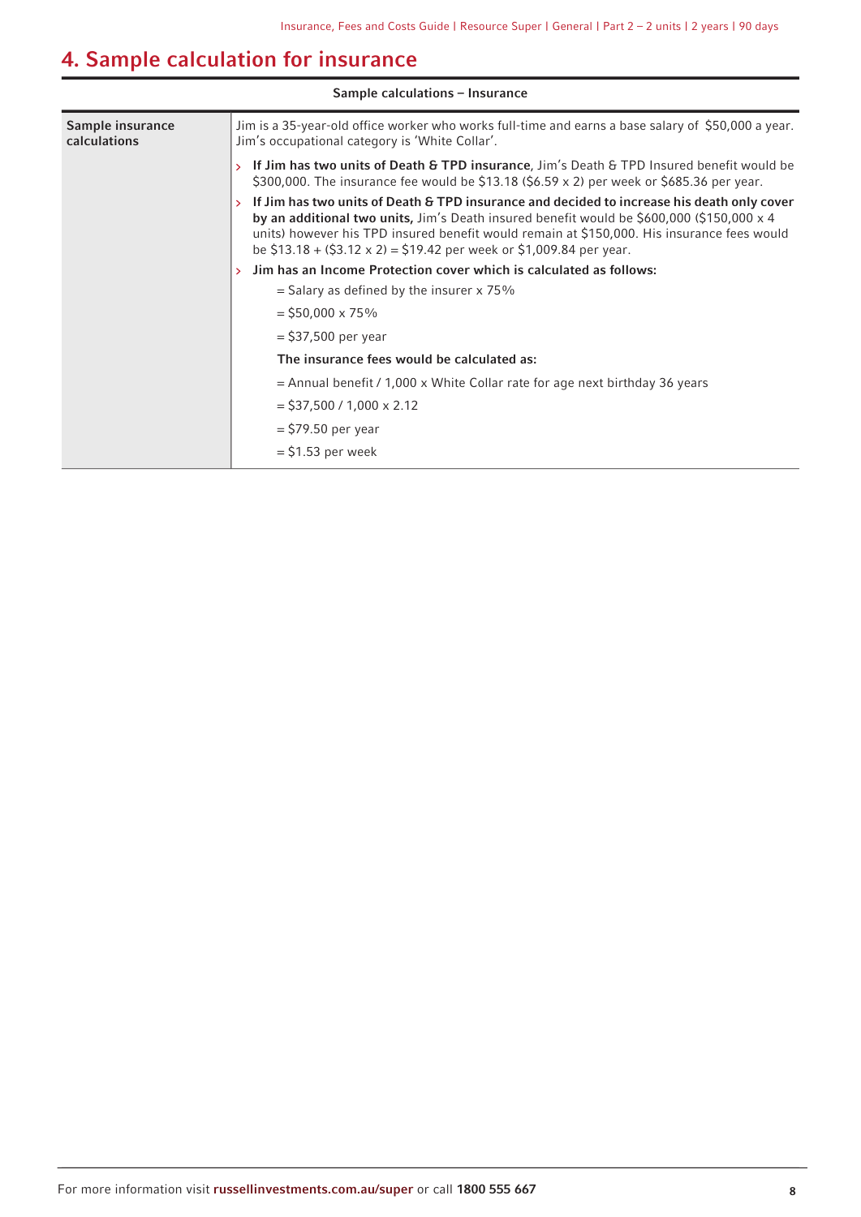## 4. Sample calculation for insurance

| Sample calculations – Insurance | |
|---|---|
| **Sample insurance calculations** | Jim is a 35-year-old office worker who works full-time and earns a base salary of $50,000 a year. Jim's occupational category is 'White Collar'.<br>› **If Jim has two units of Death & TPD insurance**, Jim's Death & TPD Insured benefit would be $300,000. The insurance fee would be $13.18 ($6.59 x 2) per week or $685.36 per year.<br>› **If Jim has two units of Death & TPD insurance and decided to increase his death only cover by an additional two units,** Jim's Death insured benefit would be $600,000 ($150,000 x 4 units) however his TPD insured benefit would remain at $150,000. His insurance fees would be $13.18 + ($3.12 x 2) = $19.42 per week or $1,009.84 per year.<br>› **Jim has an Income Protection cover which is calculated as follows:**<br>= Salary as defined by the insurer x 75%<br>= $50,000 x 75%<br>= $37,500 per year<br>**The insurance fees would be calculated as:**<br>= Annual benefit / 1,000 x White Collar rate for age next birthday 36 years<br>= $37,500 / 1,000 x 2.12<br>= $79.50 per year<br>= $1.53 per week |

For more information visit **russellinvestments.com.au/super** or call **1800 555 667**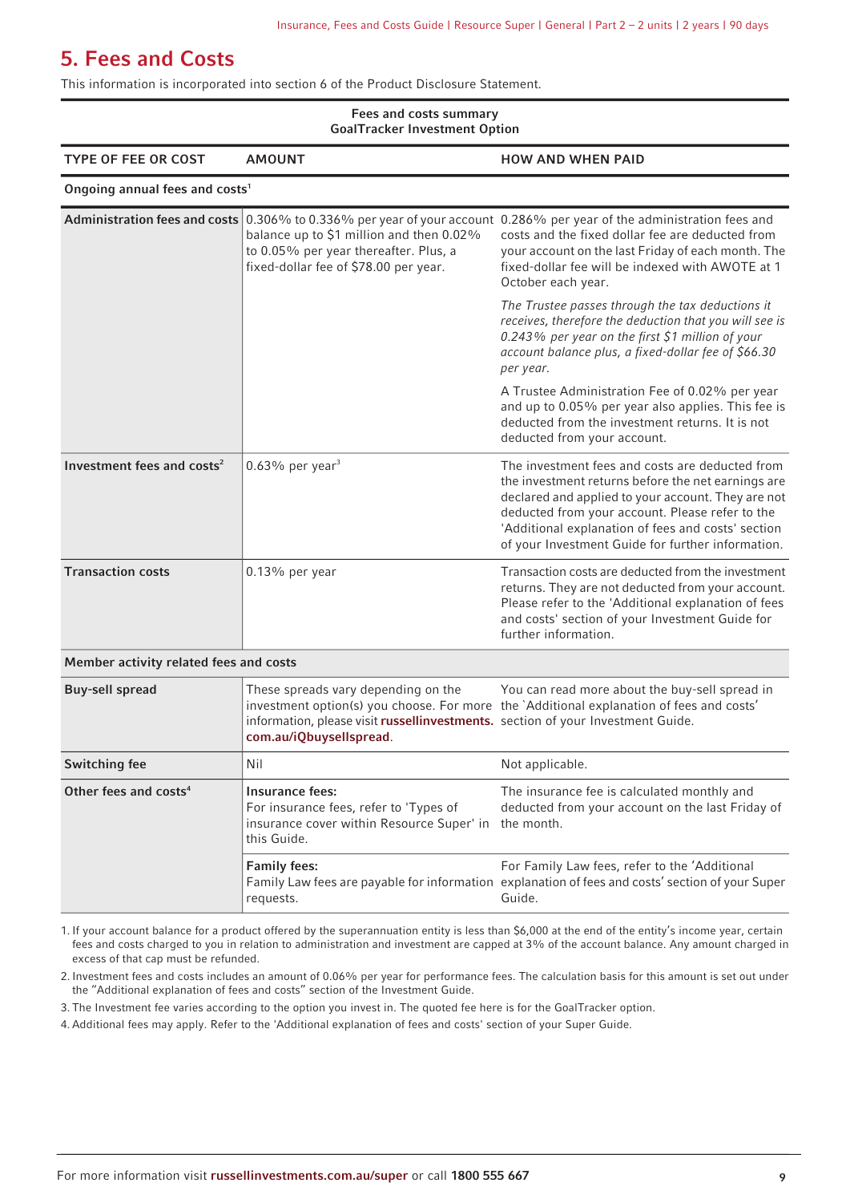# 5. Fees and Costs

This information is incorporated into section 6 of the Product Disclosure Statement.

**Fees and costs summary**
**GoalTracker Investment Option**

| TYPE OF FEE OR COST | AMOUNT | HOW AND WHEN PAID |
|---|---|---|
| **Ongoing annual fees and costs**[1] | | |
| **Administration fees and costs** | 0.306% to 0.336% per year of your account balance up to $1 million and then 0.02% to 0.05% per year thereafter. Plus, a fixed-dollar fee of $78.00 per year. | 0.286% per year of the administration fees and costs and the fixed dollar fee are deducted from your account on the last Friday of each month. The fixed-dollar fee will be indexed with AWOTE at 1 October each year.<br><br>*The Trustee passes through the tax deductions it receives, therefore the deduction that you will see is 0.243% per year on the first $1 million of your account balance plus, a fixed-dollar fee of $66.30 per year.*<br><br>A Trustee Administration Fee of 0.02% per year and up to 0.05% per year also applies. This fee is deducted from the investment returns. It is not deducted from your account. |
| **Investment fees and costs**[2] | 0.63% per year[3] | The investment fees and costs are deducted from the investment returns before the net earnings are declared and applied to your account. They are not deducted from your account. Please refer to the 'Additional explanation of fees and costs' section of your Investment Guide for further information. |
| **Transaction costs** | 0.13% per year | Transaction costs are deducted from the investment returns. They are not deducted from your account. Please refer to the 'Additional explanation of fees and costs' section of your Investment Guide for further information. |
| **Member activity related fees and costs** | | |
| **Buy-sell spread** | These spreads vary depending on the investment option(s) you choose. For more information, please visit **russellinvestments.com.au/iQbuysellspread**. | You can read more about the buy-sell spread in the `Additional explanation of fees and costs' section of your Investment Guide. |
| **Switching fee** | Nil | Not applicable. |
| **Other fees and costs**[4] | **Insurance fees:**<br>For insurance fees, refer to 'Types of insurance cover within Resource Super' in this Guide. | The insurance fee is calculated monthly and deducted from your account on the last Friday of the month. |
| | **Family fees:**<br>Family Law fees are payable for information requests. | For Family Law fees, refer to the 'Additional explanation of fees and costs' section of your Super Guide. |

1. If your account balance for a product offered by the superannuation entity is less than $6,000 at the end of the entity's income year, certain fees and costs charged to you in relation to administration and investment are capped at 3% of the account balance. Any amount charged in excess of that cap must be refunded.
2. Investment fees and costs includes an amount of 0.06% per year for performance fees. The calculation basis for this amount is set out under the "Additional explanation of fees and costs" section of the Investment Guide.
3. The Investment fee varies according to the option you invest in. The quoted fee here is for the GoalTracker option.
4. Additional fees may apply. Refer to the 'Additional explanation of fees and costs' section of your Super Guide.

For more information visit **russellinvestments.com.au/super** or call **1800 555 667**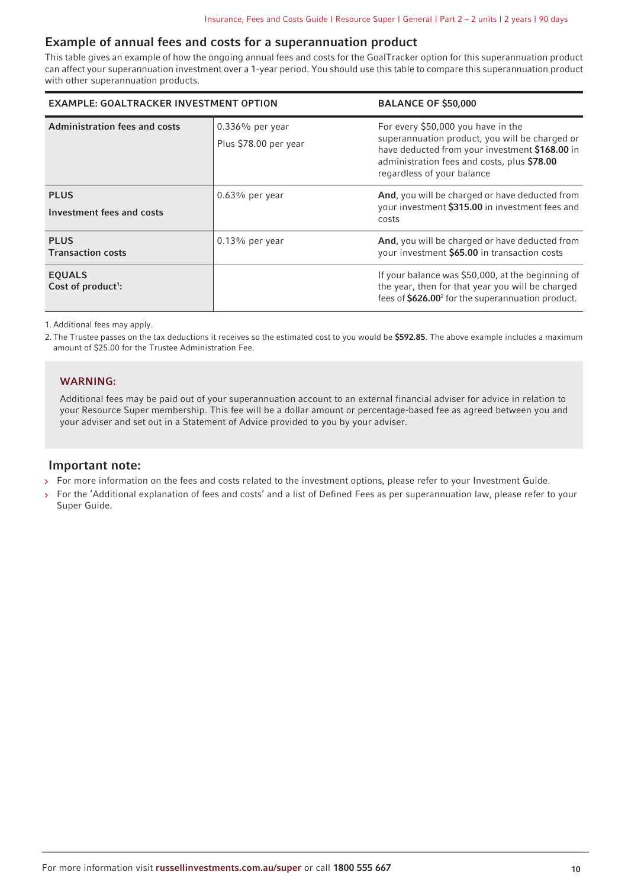## Example of annual fees and costs for a superannuation product

This table gives an example of how the ongoing annual fees and costs for the GoalTracker option for this superannuation product can affect your superannuation investment over a 1-year period. You should use this table to compare this superannuation product with other superannuation products.

| EXAMPLE: GOALTRACKER INVESTMENT OPTION | | BALANCE OF $50,000 |
|---|---|---|
| **Administration fees and costs** | 0.336% per year<br>Plus $78.00 per year | For every $50,000 you have in the superannuation product, you will be charged or have deducted from your investment **$168.00** in administration fees and costs, plus **$78.00** regardless of your balance |
| **PLUS**<br>**Investment fees and costs** | 0.63% per year | **And**, you will be charged or have deducted from your investment **$315.00** in investment fees and costs |
| **PLUS**<br>**Transaction costs** | 0.13% per year | **And**, you will be charged or have deducted from your investment **$65.00** in transaction costs |
| **EQUALS**<br>**Cost of product[1]:** | | If your balance was $50,000, at the beginning of the year, then for that year you will be charged fees of **$626.00**[2] for the superannuation product. |

1. Additional fees may apply.
2. The Trustee passes on the tax deductions it receives so the estimated cost to you would be **$592.85**. The above example includes a maximum amount of $25.00 for the Trustee Administration Fee.

**WARNING:**

Additional fees may be paid out of your superannuation account to an external financial adviser for advice in relation to your Resource Super membership. This fee will be a dollar amount or percentage-based fee as agreed between you and your adviser and set out in a Statement of Advice provided to you by your adviser.

## Important note:

- For more information on the fees and costs related to the investment options, please refer to your Investment Guide.
- For the 'Additional explanation of fees and costs' and a list of Defined Fees as per superannuation law, please refer to your Super Guide.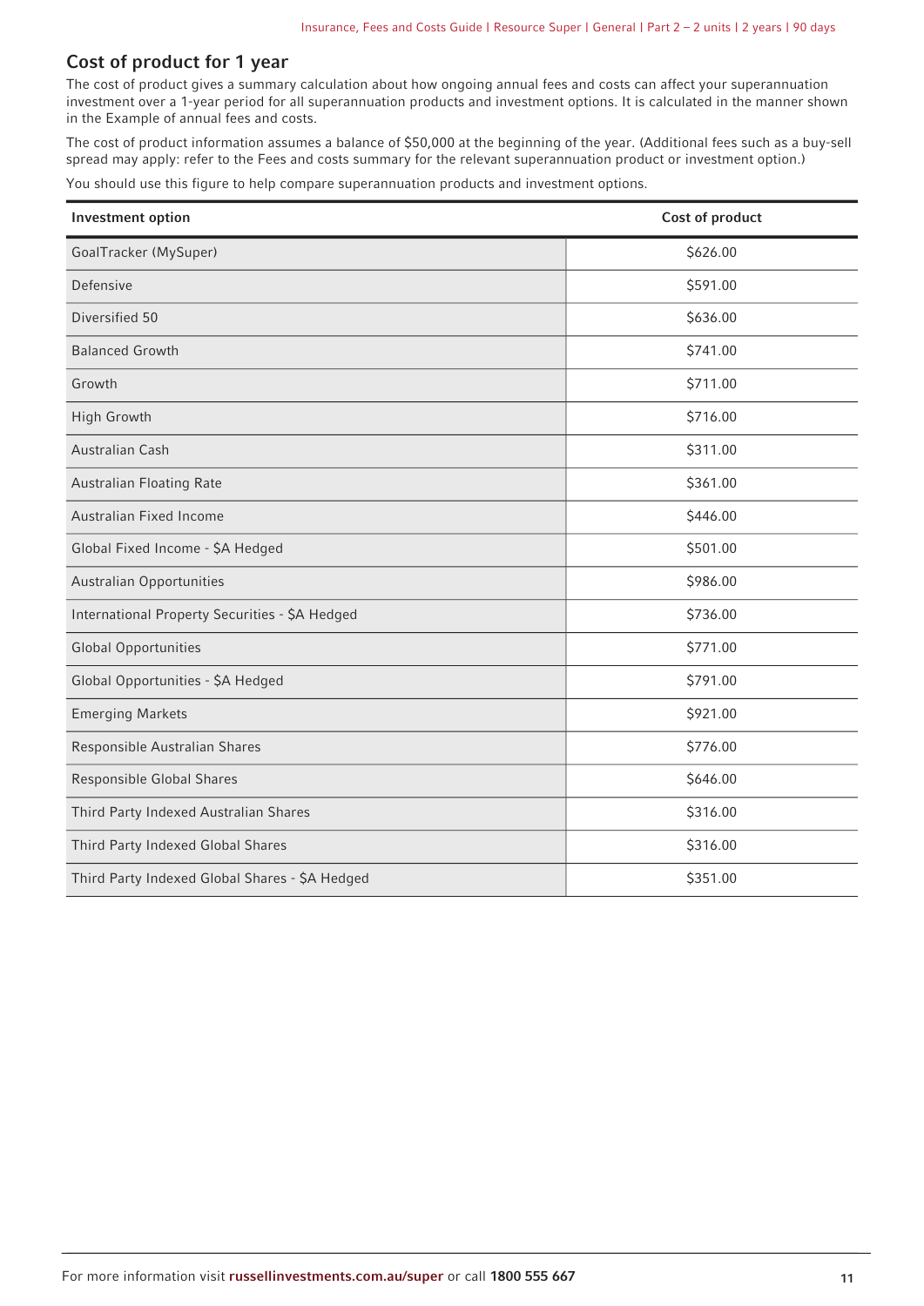## Cost of product for 1 year

The cost of product gives a summary calculation about how ongoing annual fees and costs can affect your superannuation investment over a 1-year period for all superannuation products and investment options. It is calculated in the manner shown in the Example of annual fees and costs.

The cost of product information assumes a balance of $50,000 at the beginning of the year. (Additional fees such as a buy-sell spread may apply: refer to the Fees and costs summary for the relevant superannuation product or investment option.)

You should use this figure to help compare superannuation products and investment options.

| Investment option | Cost of product |
|---|---|
| GoalTracker (MySuper) | $626.00 |
| Defensive | $591.00 |
| Diversified 50 | $636.00 |
| Balanced Growth | $741.00 |
| Growth | $711.00 |
| High Growth | $716.00 |
| Australian Cash | $311.00 |
| Australian Floating Rate | $361.00 |
| Australian Fixed Income | $446.00 |
| Global Fixed Income - $A Hedged | $501.00 |
| Australian Opportunities | $986.00 |
| International Property Securities - $A Hedged | $736.00 |
| Global Opportunities | $771.00 |
| Global Opportunities - $A Hedged | $791.00 |
| Emerging Markets | $921.00 |
| Responsible Australian Shares | $776.00 |
| Responsible Global Shares | $646.00 |
| Third Party Indexed Australian Shares | $316.00 |
| Third Party Indexed Global Shares | $316.00 |
| Third Party Indexed Global Shares - $A Hedged | $351.00 |